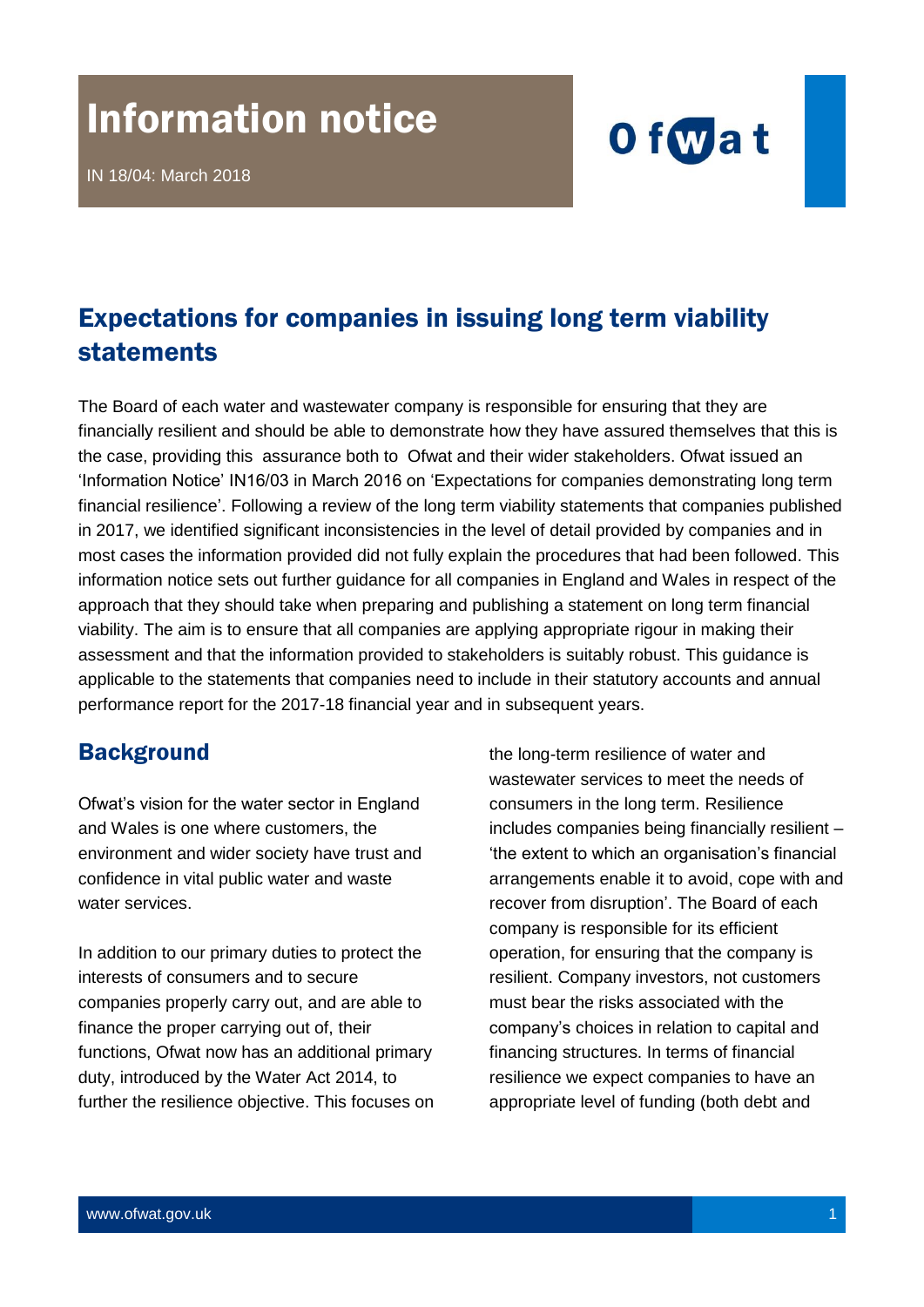# Information notice

IN 18/04: March 2018

Ofwat

## Expectations for companies in issuing long term viability statements

The Board of each water and wastewater company is responsible for ensuring that they are financially resilient and should be able to demonstrate how they have assured themselves that this is the case, providing this assurance both to Ofwat and their wider stakeholders. Ofwat issued an 'Information Notice' IN16/03 in March 2016 on 'Expectations for companies demonstrating long term financial resilience'. Following a review of the long term viability statements that companies published in 2017, we identified significant inconsistencies in the level of detail provided by companies and in most cases the information provided did not fully explain the procedures that had been followed. This information notice sets out further guidance for all companies in England and Wales in respect of the approach that they should take when preparing and publishing a statement on long term financial viability. The aim is to ensure that all companies are applying appropriate rigour in making their assessment and that the information provided to stakeholders is suitably robust. This guidance is applicable to the statements that companies need to include in their statutory accounts and annual performance report for the 2017-18 financial year and in subsequent years.

## Background

Ofwat's vision for the water sector in England and Wales is one where customers, the environment and wider society have trust and confidence in vital public water and waste water services.

In addition to our primary duties to protect the interests of consumers and to secure companies properly carry out, and are able to finance the proper carrying out of, their functions, Ofwat now has an additional primary duty, introduced by the Water Act 2014, to further the resilience objective. This focuses on the long-term resilience of water and wastewater services to meet the needs of consumers in the long term. Resilience includes companies being financially resilient – 'the extent to which an organisation's financial arrangements enable it to avoid, cope with and recover from disruption'. The Board of each company is responsible for its efficient operation, for ensuring that the company is resilient. Company investors, not customers must bear the risks associated with the company's choices in relation to capital and financing structures. In terms of financial resilience we expect companies to have an appropriate level of funding (both debt and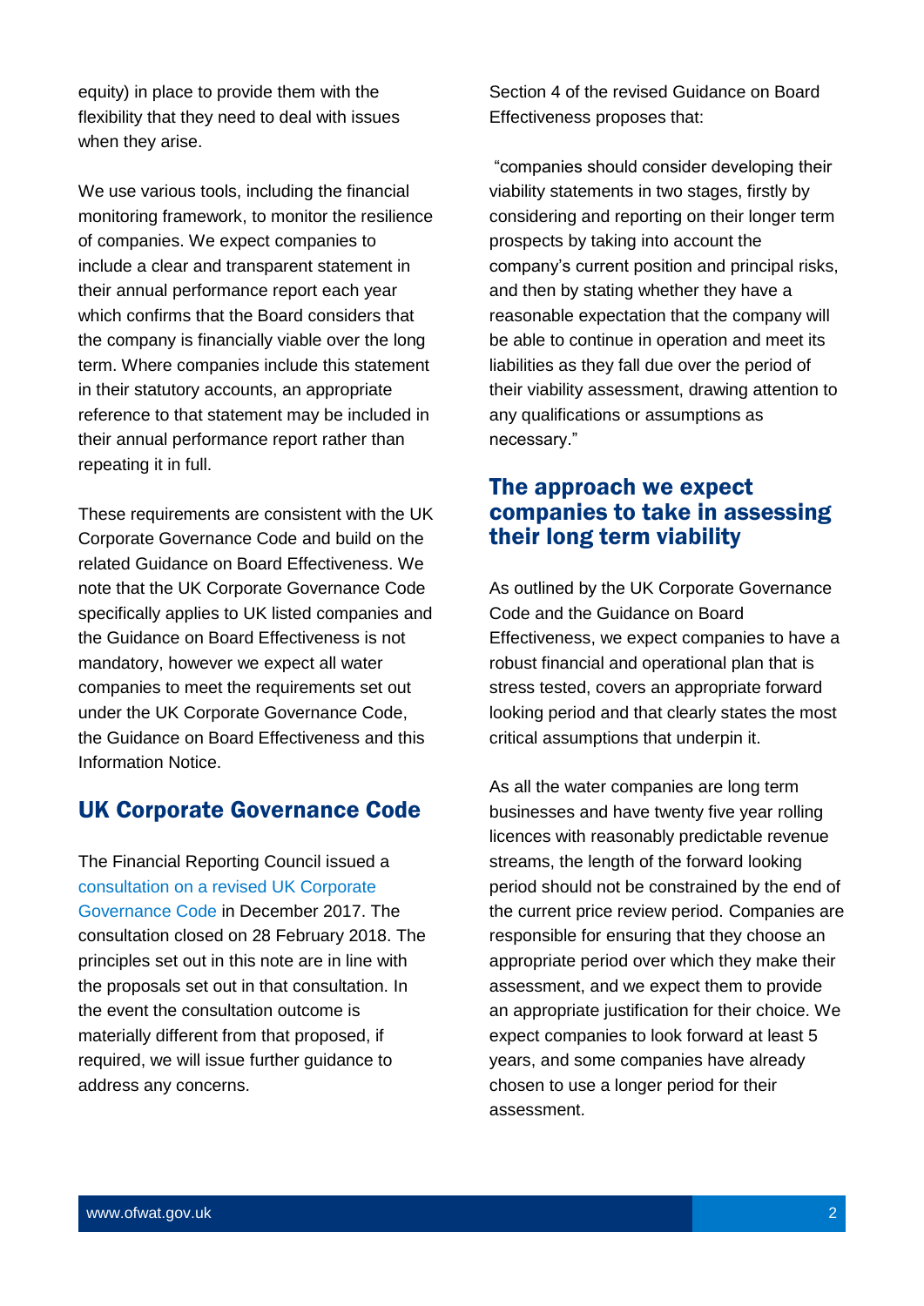equity) in place to provide them with the flexibility that they need to deal with issues when they arise.

We use various tools, including the financial monitoring framework, to monitor the resilience of companies. We expect companies to include a clear and transparent statement in their annual performance report each year which confirms that the Board considers that the company is financially viable over the long term. Where companies include this statement in their statutory accounts, an appropriate reference to that statement may be included in their annual performance report rather than repeating it in full.

These requirements are consistent with the UK Corporate Governance Code and build on the related Guidance on Board Effectiveness. We note that the UK Corporate Governance Code specifically applies to UK listed companies and the Guidance on Board Effectiveness is not mandatory, however we expect all water companies to meet the requirements set out under the UK Corporate Governance Code, the Guidance on Board Effectiveness and this Information Notice.

## UK Corporate Governance Code

The Financial Reporting Council issued a consultation on a revised UK Corporate Governance Code in December 2017. The consultation closed on 28 February 2018. The principles set out in this note are in line with the proposals set out in that consultation. In the event the consultation outcome is materially different from that proposed, if required, we will issue further guidance to address any concerns.

Section 4 of the revised Guidance on Board Effectiveness proposes that:

"companies should consider developing their viability statements in two stages, firstly by considering and reporting on their longer term prospects by taking into account the company's current position and principal risks, and then by stating whether they have a reasonable expectation that the company will be able to continue in operation and meet its liabilities as they fall due over the period of their viability assessment, drawing attention to any qualifications or assumptions as necessary."

## The approach we expect companies to take in assessing their long term viability

As outlined by the UK Corporate Governance Code and the Guidance on Board Effectiveness, we expect companies to have a robust financial and operational plan that is stress tested, covers an appropriate forward looking period and that clearly states the most critical assumptions that underpin it.

As all the water companies are long term businesses and have twenty five year rolling licences with reasonably predictable revenue streams, the length of the forward looking period should not be constrained by the end of the current price review period. Companies are responsible for ensuring that they choose an appropriate period over which they make their assessment, and we expect them to provide an appropriate justification for their choice. We expect companies to look forward at least 5 years, and some companies have already chosen to use a longer period for their assessment.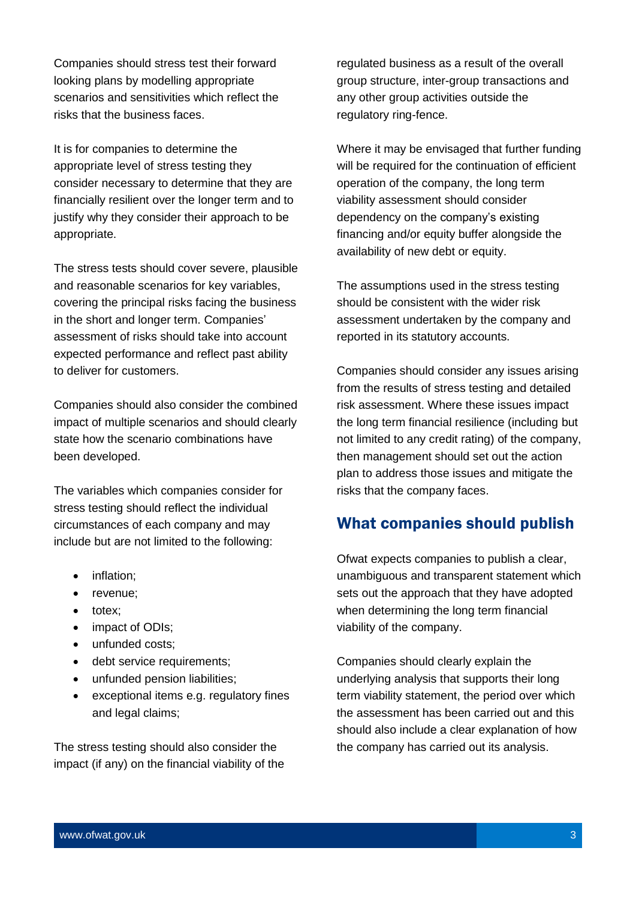Companies should stress test their forward looking plans by modelling appropriate scenarios and sensitivities which reflect the risks that the business faces.

It is for companies to determine the appropriate level of stress testing they consider necessary to determine that they are financially resilient over the longer term and to justify why they consider their approach to be appropriate.

The stress tests should cover severe, plausible and reasonable scenarios for key variables, covering the principal risks facing the business in the short and longer term. Companies' assessment of risks should take into account expected performance and reflect past ability to deliver for customers.

Companies should also consider the combined impact of multiple scenarios and should clearly state how the scenario combinations have been developed.

The variables which companies consider for stress testing should reflect the individual circumstances of each company and may include but are not limited to the following:

- inflation;
- revenue;
- totex;
- impact of ODIs;
- unfunded costs;
- debt service requirements;
- unfunded pension liabilities;
- exceptional items e.g. regulatory fines and legal claims;

The stress testing should also consider the impact (if any) on the financial viability of the regulated business as a result of the overall group structure, inter-group transactions and any other group activities outside the regulatory ring-fence.

Where it may be envisaged that further funding will be required for the continuation of efficient operation of the company, the long term viability assessment should consider dependency on the company's existing financing and/or equity buffer alongside the availability of new debt or equity.

The assumptions used in the stress testing should be consistent with the wider risk assessment undertaken by the company and reported in its statutory accounts.

Companies should consider any issues arising from the results of stress testing and detailed risk assessment. Where these issues impact the long term financial resilience (including but not limited to any credit rating) of the company, then management should set out the action plan to address those issues and mitigate the risks that the company faces.

## What companies should publish

Ofwat expects companies to publish a clear, unambiguous and transparent statement which sets out the approach that they have adopted when determining the long term financial viability of the company.

Companies should clearly explain the underlying analysis that supports their long term viability statement, the period over which the assessment has been carried out and this should also include a clear explanation of how the company has carried out its analysis.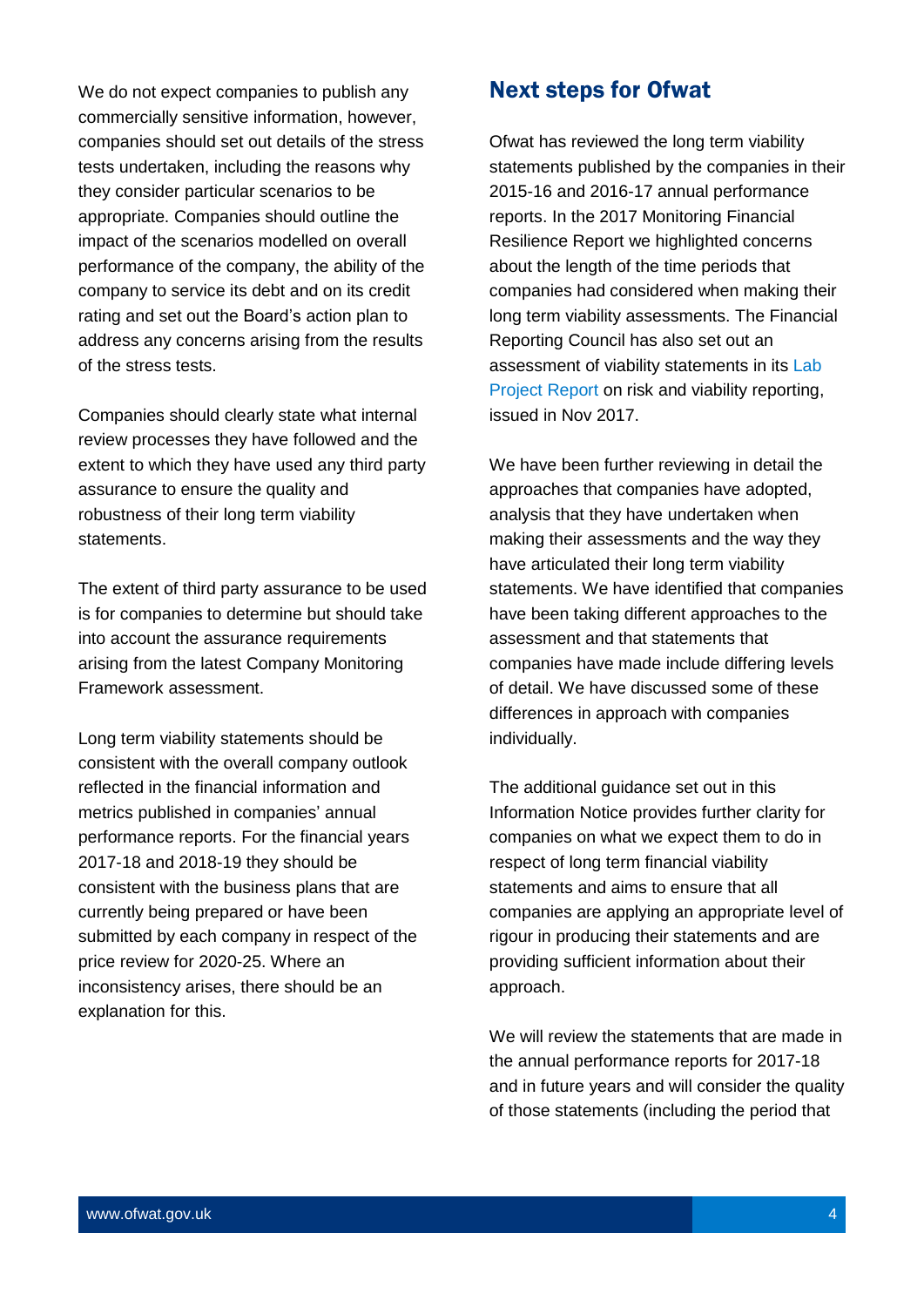We do not expect companies to publish any commercially sensitive information, however, companies should set out details of the stress tests undertaken, including the reasons why they consider particular scenarios to be appropriate. Companies should outline the impact of the scenarios modelled on overall performance of the company, the ability of the company to service its debt and on its credit rating and set out the Board's action plan to address any concerns arising from the results of the stress tests.

Companies should clearly state what internal review processes they have followed and the extent to which they have used any third party assurance to ensure the quality and robustness of their long term viability statements.

The extent of third party assurance to be used is for companies to determine but should take into account the assurance requirements arising from the latest Company Monitoring Framework assessment.

Long term viability statements should be consistent with the overall company outlook reflected in the financial information and metrics published in companies' annual performance reports. For the financial years 2017-18 and 2018-19 they should be consistent with the business plans that are currently being prepared or have been submitted by each company in respect of the price review for 2020-25. Where an inconsistency arises, there should be an explanation for this.

## Next steps for Ofwat

Ofwat has reviewed the long term viability statements published by the companies in their 2015-16 and 2016-17 annual performance reports. In the 2017 Monitoring Financial Resilience Report we highlighted concerns about the length of the time periods that companies had considered when making their long term viability assessments. The Financial Reporting Council has also set out an assessment of viability statements in its Lab Project Report on risk and viability reporting, issued in Nov 2017.

We have been further reviewing in detail the approaches that companies have adopted, analysis that they have undertaken when making their assessments and the way they have articulated their long term viability statements. We have identified that companies have been taking different approaches to the assessment and that statements that companies have made include differing levels of detail. We have discussed some of these differences in approach with companies individually.

The additional guidance set out in this Information Notice provides further clarity for companies on what we expect them to do in respect of long term financial viability statements and aims to ensure that all companies are applying an appropriate level of rigour in producing their statements and are providing sufficient information about their approach.

We will review the statements that are made in the annual performance reports for 2017-18 and in future years and will consider the quality of those statements (including the period that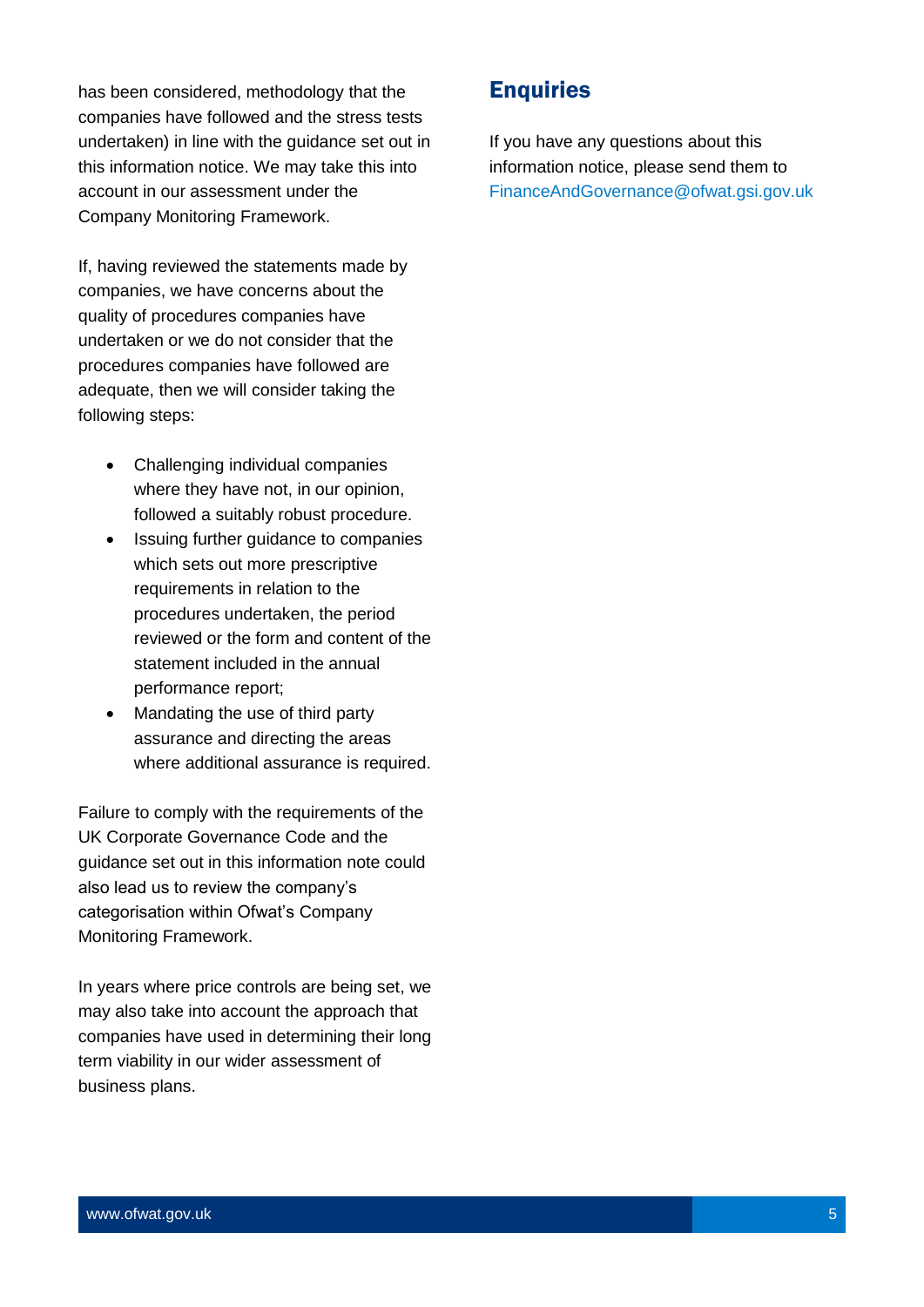has been considered, methodology that the companies have followed and the stress tests undertaken) in line with the guidance set out in this information notice. We may take this into account in our assessment under the Company Monitoring Framework.

If, having reviewed the statements made by companies, we have concerns about the quality of procedures companies have undertaken or we do not consider that the procedures companies have followed are adequate, then we will consider taking the following steps:

- Challenging individual companies where they have not, in our opinion, followed a suitably robust procedure.
- Issuing further guidance to companies which sets out more prescriptive requirements in relation to the procedures undertaken, the period reviewed or the form and content of the statement included in the annual performance report;
- Mandating the use of third party assurance and directing the areas where additional assurance is required.

Failure to comply with the requirements of the UK Corporate Governance Code and the guidance set out in this information note could also lead us to review the company's categorisation within Ofwat's Company Monitoring Framework.

In years where price controls are being set, we may also take into account the approach that companies have used in determining their long term viability in our wider assessment of business plans.

## Enquiries

If you have any questions about this information notice, please send them to FinanceAndGovernance@ofwat.gsi.gov.uk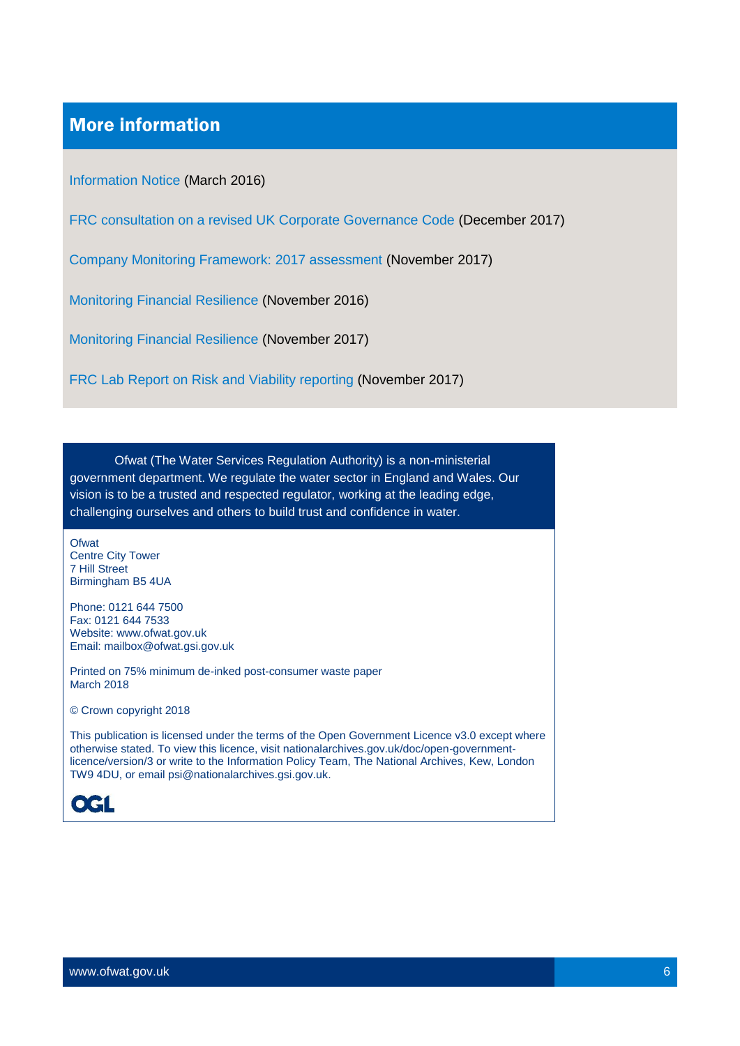## More information

Information Notice (March 2016)

FRC consultation on a revised UK Corporate Governance Code (December 2017)

Company Monitoring Framework: 2017 assessment (November 2017)

Monitoring Financial Resilience (November 2016)

Monitoring Financial Resilience (November 2017)

FRC Lab Report on Risk and Viability reporting (November 2017)

Ofwat (The Water Services Regulation Authority) is a non-ministerial government department. We regulate the water sector in England and Wales. Our vision is to be a trusted and respected regulator, working at the leading edge, challenging ourselves and others to build trust and confidence in water.

Ofwat
Centre City Tower
7 Hill Street
Birmingham B5 4UA

Phone: 0121 644 7500
Fax: 0121 644 7533
Website: www.ofwat.gov.uk
Email: mailbox@ofwat.gsi.gov.uk

Printed on 75% minimum de-inked post-consumer waste paper
March 2018

© Crown copyright 2018

This publication is licensed under the terms of the Open Government Licence v3.0 except where otherwise stated. To view this licence, visit nationalarchives.gov.uk/doc/open-government-licence/version/3 or write to the Information Policy Team, The National Archives, Kew, London TW9 4DU, or email psi@nationalarchives.gsi.gov.uk.

OGL